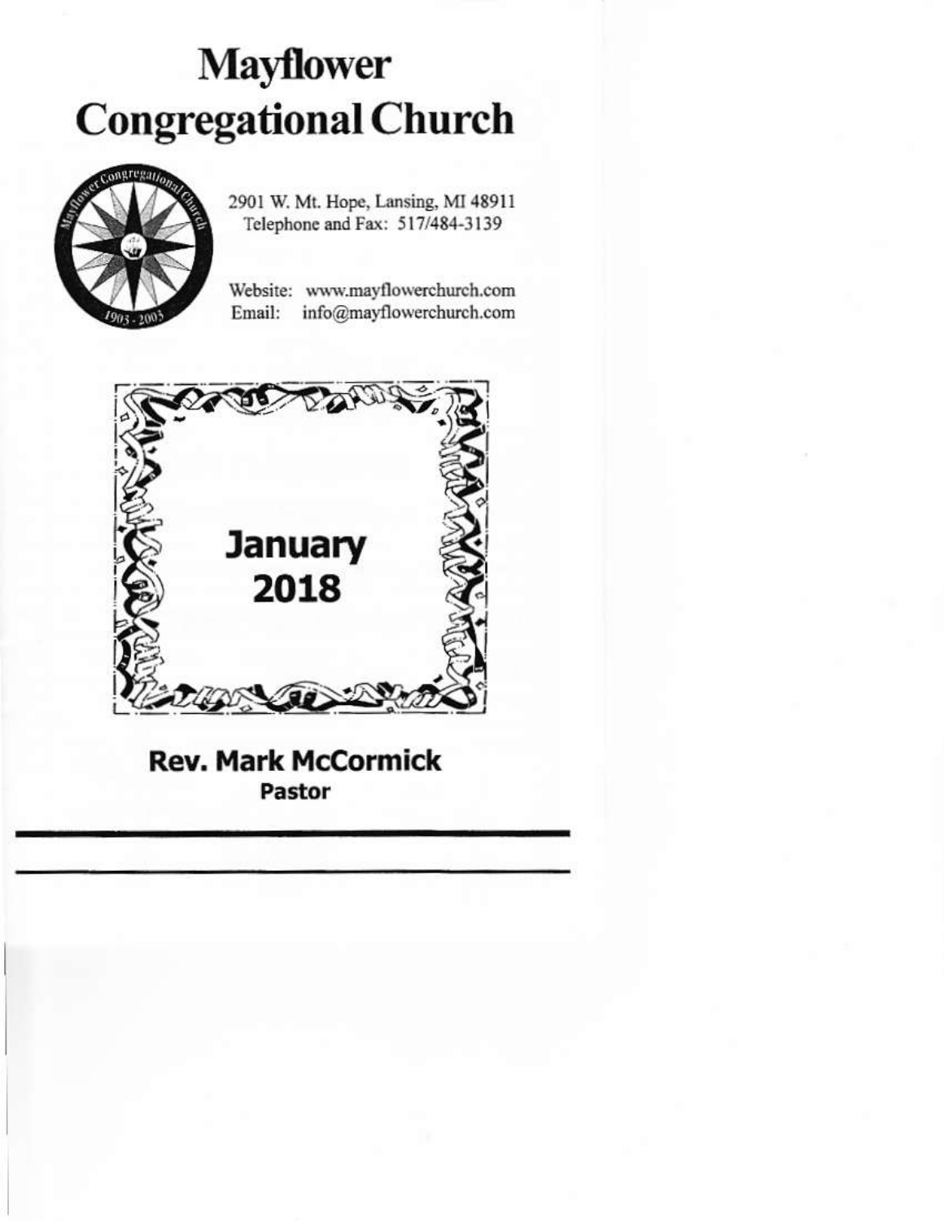# Mayflower Congregational Church

2901 W. Mt. Hope, Lansing, MI 48911
Telephone and Fax: 517/484-3139

Website: www.mayflowerchurch.com
Email: info@mayflowerchurch.com

## January 2018

**Rev. Mark McCormick**
**Pastor**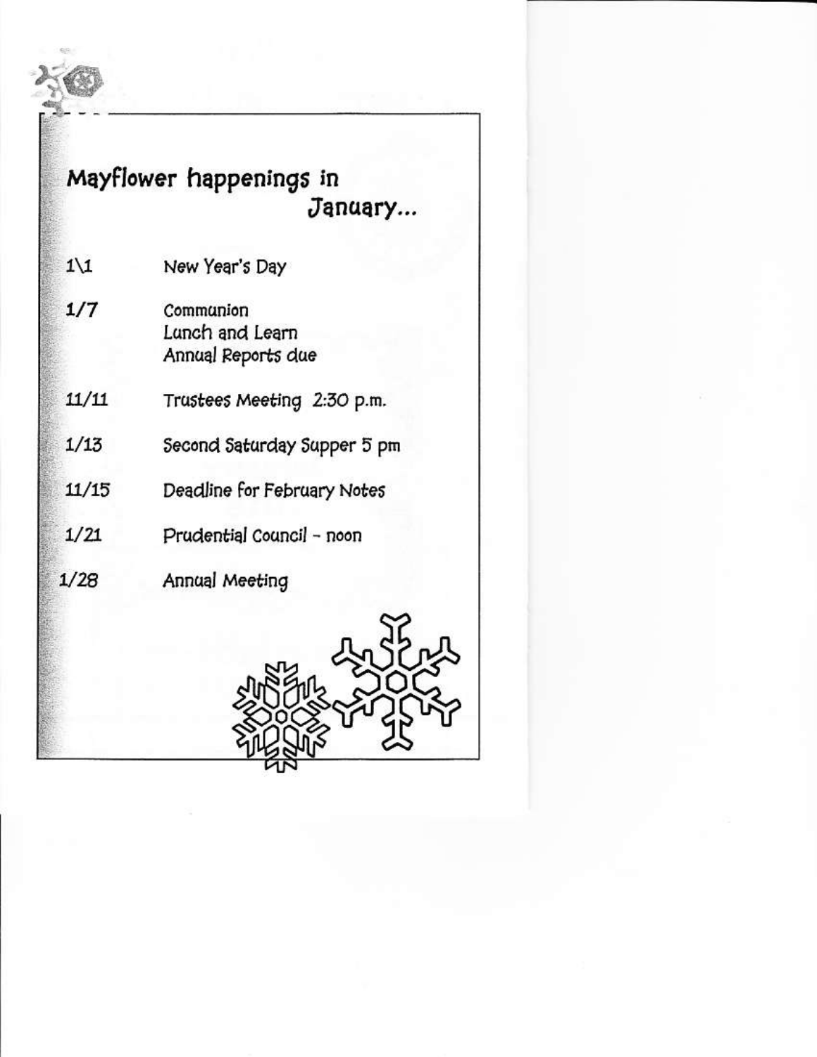# Mayflower happenings in January...

| | |
|---|---|
| 1\1 | New Year's Day |
| 1/7 | Communion<br>Lunch and Learn<br>Annual Reports due |
| 11/11 | Trustees Meeting 2:30 p.m. |
| 1/13 | Second Saturday Supper 5 pm |
| 11/15 | Deadline for February Notes |
| 1/21 | Prudential Council - noon |
| 1/28 | Annual Meeting |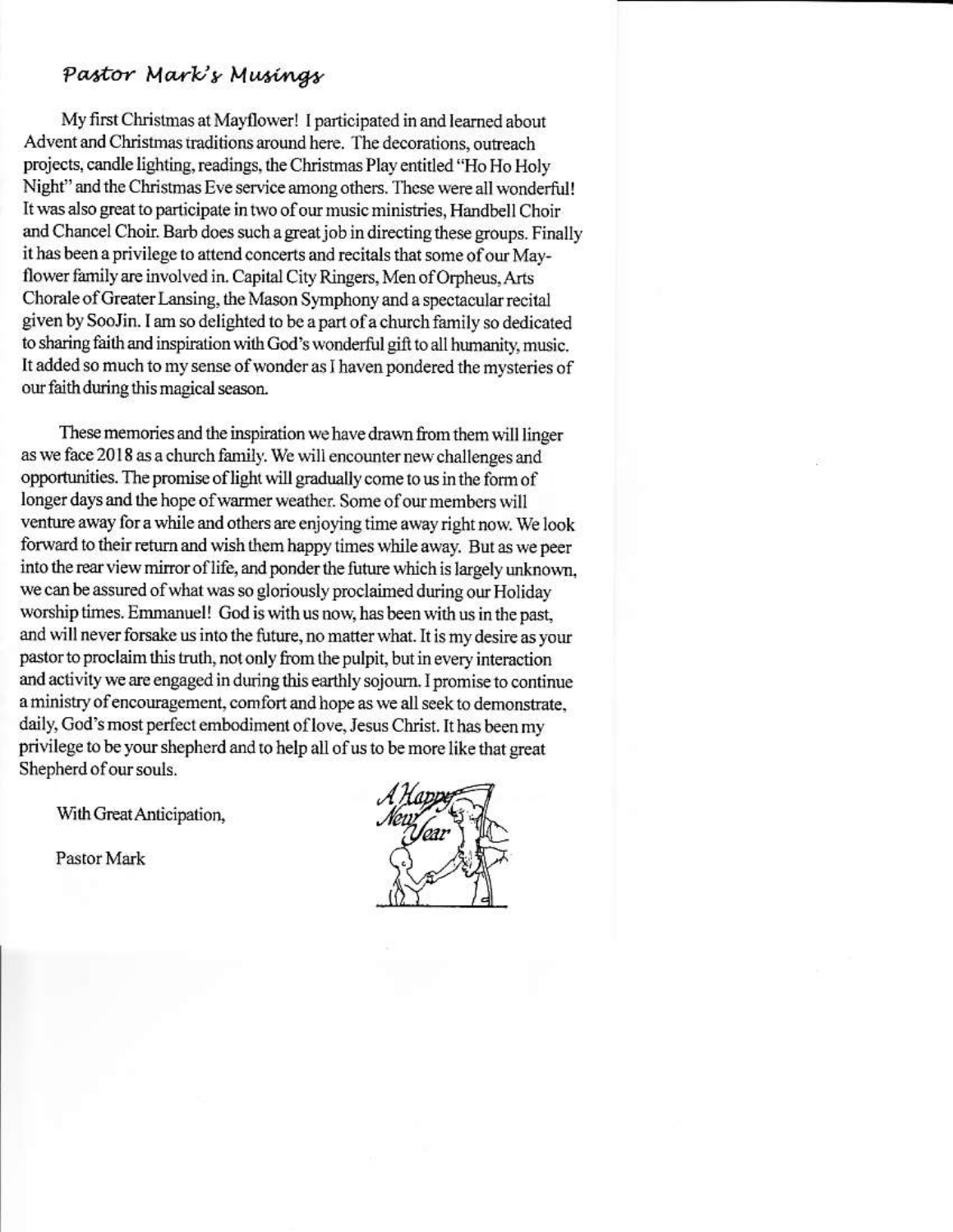## *Pastor Mark's Musings*

My first Christmas at Mayflower! I participated in and learned about Advent and Christmas traditions around here. The decorations, outreach projects, candle lighting, readings, the Christmas Play entitled "Ho Ho Holy Night" and the Christmas Eve service among others. These were all wonderful! It was also great to participate in two of our music ministries, Handbell Choir and Chancel Choir. Barb does such a great job in directing these groups. Finally it has been a privilege to attend concerts and recitals that some of our Mayflower family are involved in. Capital City Ringers, Men of Orpheus, Arts Chorale of Greater Lansing, the Mason Symphony and a spectacular recital given by SooJin. I am so delighted to be a part of a church family so dedicated to sharing faith and inspiration with God's wonderful gift to all humanity, music. It added so much to my sense of wonder as I haven pondered the mysteries of our faith during this magical season.

These memories and the inspiration we have drawn from them will linger as we face 2018 as a church family. We will encounter new challenges and opportunities. The promise of light will gradually come to us in the form of longer days and the hope of warmer weather. Some of our members will venture away for a while and others are enjoying time away right now. We look forward to their return and wish them happy times while away. But as we peer into the rear view mirror of life, and ponder the future which is largely unknown, we can be assured of what was so gloriously proclaimed during our Holiday worship times. Emmanuel! God is with us now, has been with us in the past, and will never forsake us into the future, no matter what. It is my desire as your pastor to proclaim this truth, not only from the pulpit, but in every interaction and activity we are engaged in during this earthly sojourn. I promise to continue a ministry of encouragement, comfort and hope as we all seek to demonstrate, daily, God's most perfect embodiment of love, Jesus Christ. It has been my privilege to be your shepherd and to help all of us to be more like that great Shepherd of our souls.

With Great Anticipation,

Pastor Mark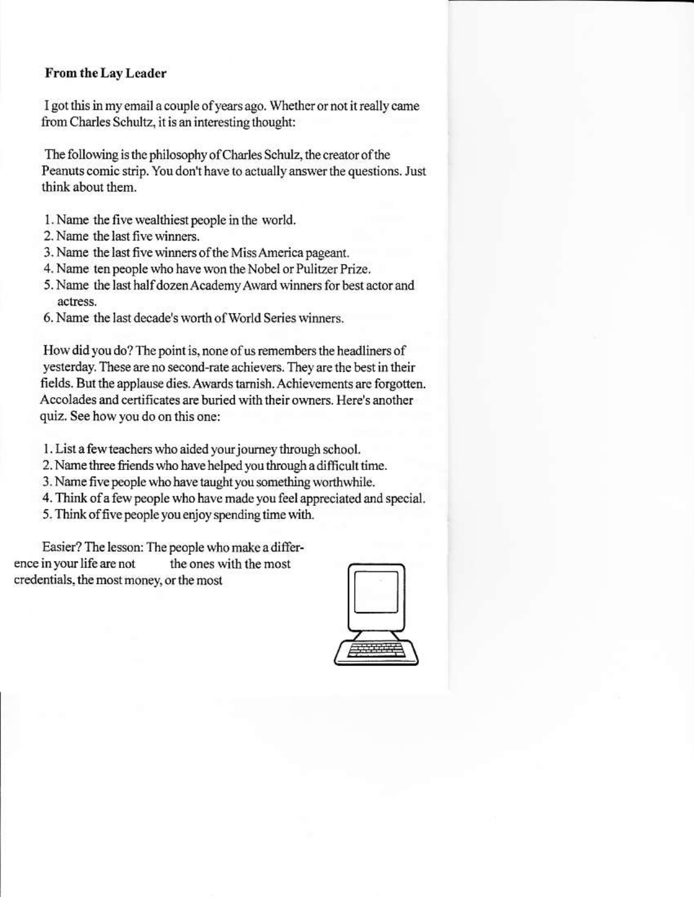**From the Lay Leader**

I got this in my email a couple of years ago. Whether or not it really came from Charles Schultz, it is an interesting thought:

The following is the philosophy of Charles Schulz, the creator of the Peanuts comic strip. You don't have to actually answer the questions. Just think about them.

1. Name the five wealthiest people in the world.
2. Name the last five winners.
3. Name the last five winners of the Miss America pageant.
4. Name ten people who have won the Nobel or Pulitzer Prize.
5. Name the last half dozen Academy Award winners for best actor and actress.
6. Name the last decade's worth of World Series winners.

How did you do? The point is, none of us remembers the headliners of yesterday. These are no second-rate achievers. They are the best in their fields. But the applause dies. Awards tarnish. Achievements are forgotten. Accolades and certificates are buried with their owners. Here's another quiz. See how you do on this one:

1. List a few teachers who aided your journey through school.
2. Name three friends who have helped you through a difficult time.
3. Name five people who have taught you something worthwhile.
4. Think of a few people who have made you feel appreciated and special.
5. Think of five people you enjoy spending time with.

Easier? The lesson: The people who make a difference in your life are not the ones with the most credentials, the most money, or the most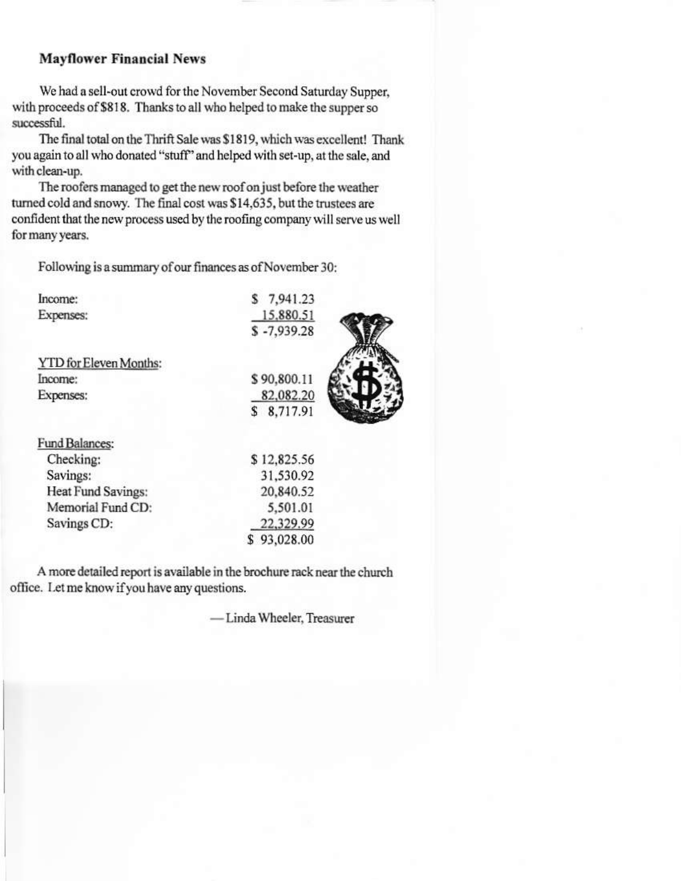## Mayflower Financial News

We had a sell-out crowd for the November Second Saturday Supper, with proceeds of $818. Thanks to all who helped to make the supper so successful.

The final total on the Thrift Sale was $1819, which was excellent! Thank you again to all who donated "stuff" and helped with set-up, at the sale, and with clean-up.

The roofers managed to get the new roof on just before the weather turned cold and snowy. The final cost was $14,635, but the trustees are confident that the new process used by the roofing company will serve us well for many years.

Following is a summary of our finances as of November 30:

| | |
|---|---|
| Income: | $ 7,941.23 |
| Expenses: | 15,880.51 |
| | $ -7,939.28 |
| YTD for Eleven Months: | |
| Income: | $ 90,800.11 |
| Expenses: | 82,082.20 |
| | $ 8,717.91 |
| Fund Balances: | |
| Checking: | $ 12,825.56 |
| Savings: | 31,530.92 |
| Heat Fund Savings: | 20,840.52 |
| Memorial Fund CD: | 5,501.01 |
| Savings CD: | 22,329.99 |
| | $ 93,028.00 |

A more detailed report is available in the brochure rack near the church office. Let me know if you have any questions.

— Linda Wheeler, Treasurer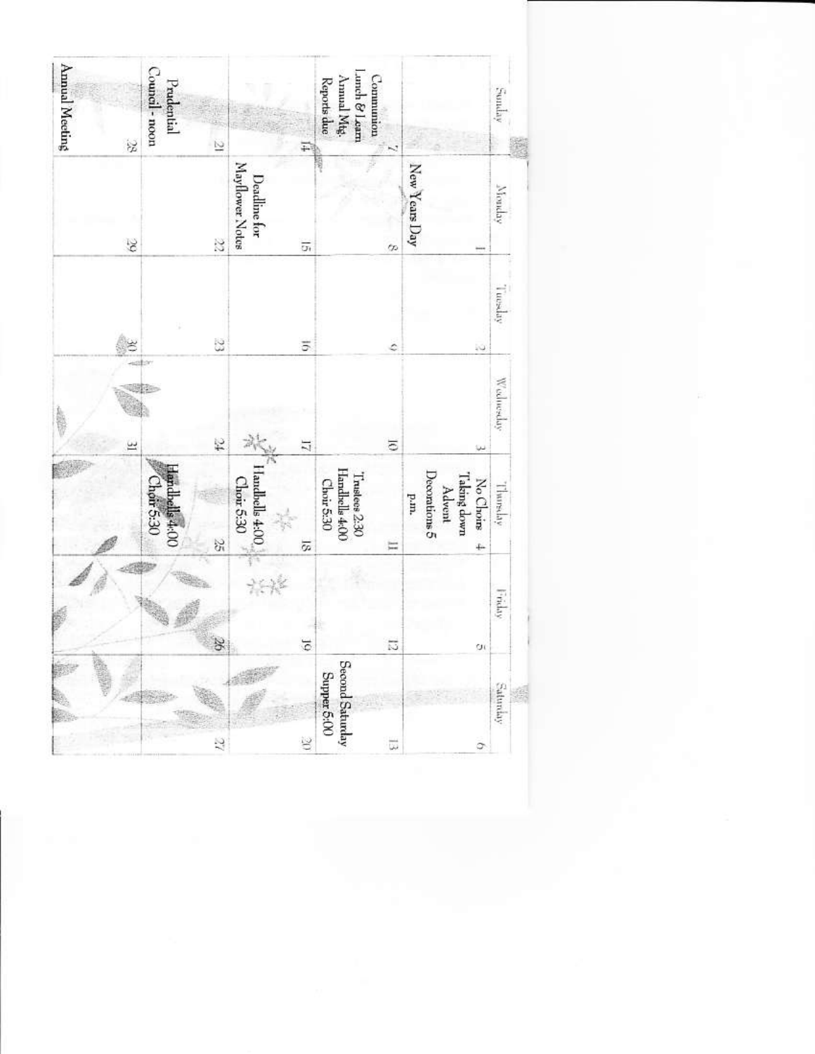| Sunday | Monday | Tuesday | Wednesday | Thursday | Friday | Saturday |
|---|---|---|---|---|---|---|
| | 1 New Years Day | 2 | 3 | 4 No Choirs Taking down Advent Decorations 5 p.m. | 5 | 6 |
| 7 Communion Lunch & Learn Annual Mtg. Reports due | 8 | 9 | 10 | 11 Trustees 2:30 Handbells 4:00 Choir 5:30 | 12 | 13 Second Saturday Supper 5:00 |
| 14 | 15 Deadline for Mayflower Notes | 16 | 17 | 18 Handbells 4:00 Choir 5:30 | 19 | 20 |
| 21 Prudential Council - noon | 22 | 23 | 24 | 25 Handbells 4:00 Choir 5:30 | 26 | 27 |
| 28 Annual Meeting | 29 | 30 | 31 | | | |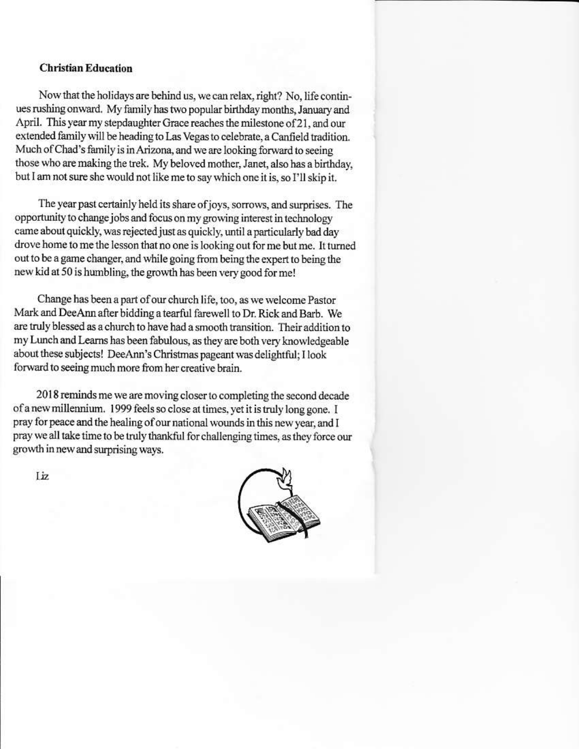**Christian Education**

Now that the holidays are behind us, we can relax, right? No, life continues rushing onward. My family has two popular birthday months, January and April. This year my stepdaughter Grace reaches the milestone of 21, and our extended family will be heading to Las Vegas to celebrate, a Canfield tradition. Much of Chad's family is in Arizona, and we are looking forward to seeing those who are making the trek. My beloved mother, Janet, also has a birthday, but I am not sure she would not like me to say which one it is, so I'll skip it.

The year past certainly held its share of joys, sorrows, and surprises. The opportunity to change jobs and focus on my growing interest in technology came about quickly, was rejected just as quickly, until a particularly bad day drove home to me the lesson that no one is looking out for me but me. It turned out to be a game changer, and while going from being the expert to being the new kid at 50 is humbling, the growth has been very good for me!

Change has been a part of our church life, too, as we welcome Pastor Mark and DeeAnn after bidding a tearful farewell to Dr. Rick and Barb. We are truly blessed as a church to have had a smooth transition. Their addition to my Lunch and Learns has been fabulous, as they are both very knowledgeable about these subjects! DeeAnn's Christmas pageant was delightful; I look forward to seeing much more from her creative brain.

2018 reminds me we are moving closer to completing the second decade of a new millennium. 1999 feels so close at times, yet it is truly long gone. I pray for peace and the healing of our national wounds in this new year, and I pray we all take time to be truly thankful for challenging times, as they force our growth in new and surprising ways.

Liz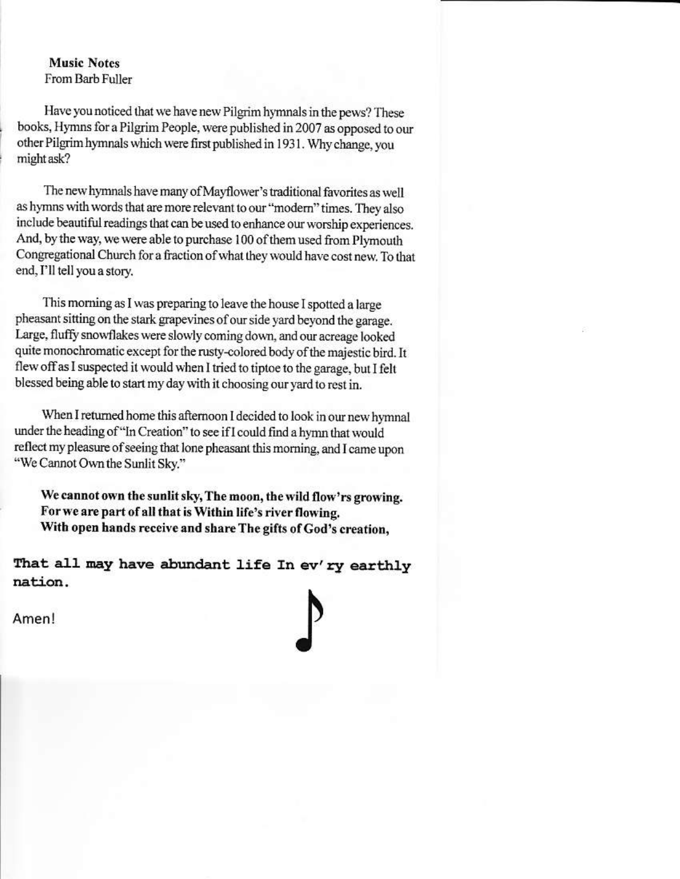**Music Notes**
From Barb Fuller

Have you noticed that we have new Pilgrim hymnals in the pews? These books, Hymns for a Pilgrim People, were published in 2007 as opposed to our other Pilgrim hymnals which were first published in 1931. Why change, you might ask?

The new hymnals have many of Mayflower's traditional favorites as well as hymns with words that are more relevant to our "modern" times. They also include beautiful readings that can be used to enhance our worship experiences. And, by the way, we were able to purchase 100 of them used from Plymouth Congregational Church for a fraction of what they would have cost new. To that end, I'll tell you a story.

This morning as I was preparing to leave the house I spotted a large pheasant sitting on the stark grapevines of our side yard beyond the garage. Large, fluffy snowflakes were slowly coming down, and our acreage looked quite monochromatic except for the rusty-colored body of the majestic bird. It flew off as I suspected it would when I tried to tiptoe to the garage, but I felt blessed being able to start my day with it choosing our yard to rest in.

When I returned home this afternoon I decided to look in our new hymnal under the heading of "In Creation" to see if I could find a hymn that would reflect my pleasure of seeing that lone pheasant this morning, and I came upon "We Cannot Own the Sunlit Sky."

**We cannot own the sunlit sky, The moon, the wild flow'rs growing.**
**For we are part of all that is Within life's river flowing.**
**With open hands receive and share The gifts of God's creation,**

**That all may have abundant life In ev'ry earthly nation.**

Amen!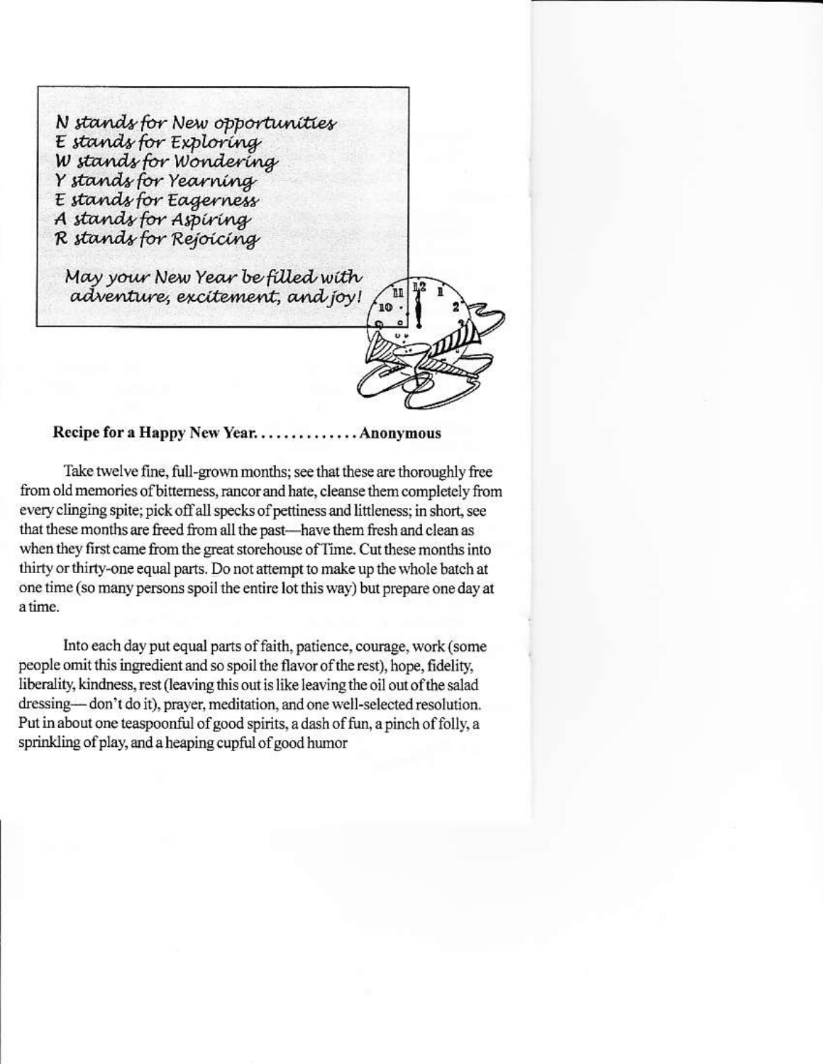*N stands for New opportunities*
*E stands for Exploring*
*W stands for Wondering*
*Y stands for Yearning*
*E stands for Eagerness*
*A stands for Aspiring*
*R stands for Rejoicing*

*May your New Year be filled with adventure, excitement, and joy!*

**Recipe for a Happy New Year. . . . . . . . . . . . . Anonymous**

Take twelve fine, full-grown months; see that these are thoroughly free from old memories of bitterness, rancor and hate, cleanse them completely from every clinging spite; pick off all specks of pettiness and littleness; in short, see that these months are freed from all the past—have them fresh and clean as when they first came from the great storehouse of Time. Cut these months into thirty or thirty-one equal parts. Do not attempt to make up the whole batch at one time (so many persons spoil the entire lot this way) but prepare one day at a time.

Into each day put equal parts of faith, patience, courage, work (some people omit this ingredient and so spoil the flavor of the rest), hope, fidelity, liberality, kindness, rest (leaving this out is like leaving the oil out of the salad dressing— don't do it), prayer, meditation, and one well-selected resolution. Put in about one teaspoonful of good spirits, a dash of fun, a pinch of folly, a sprinkling of play, and a heaping cupful of good humor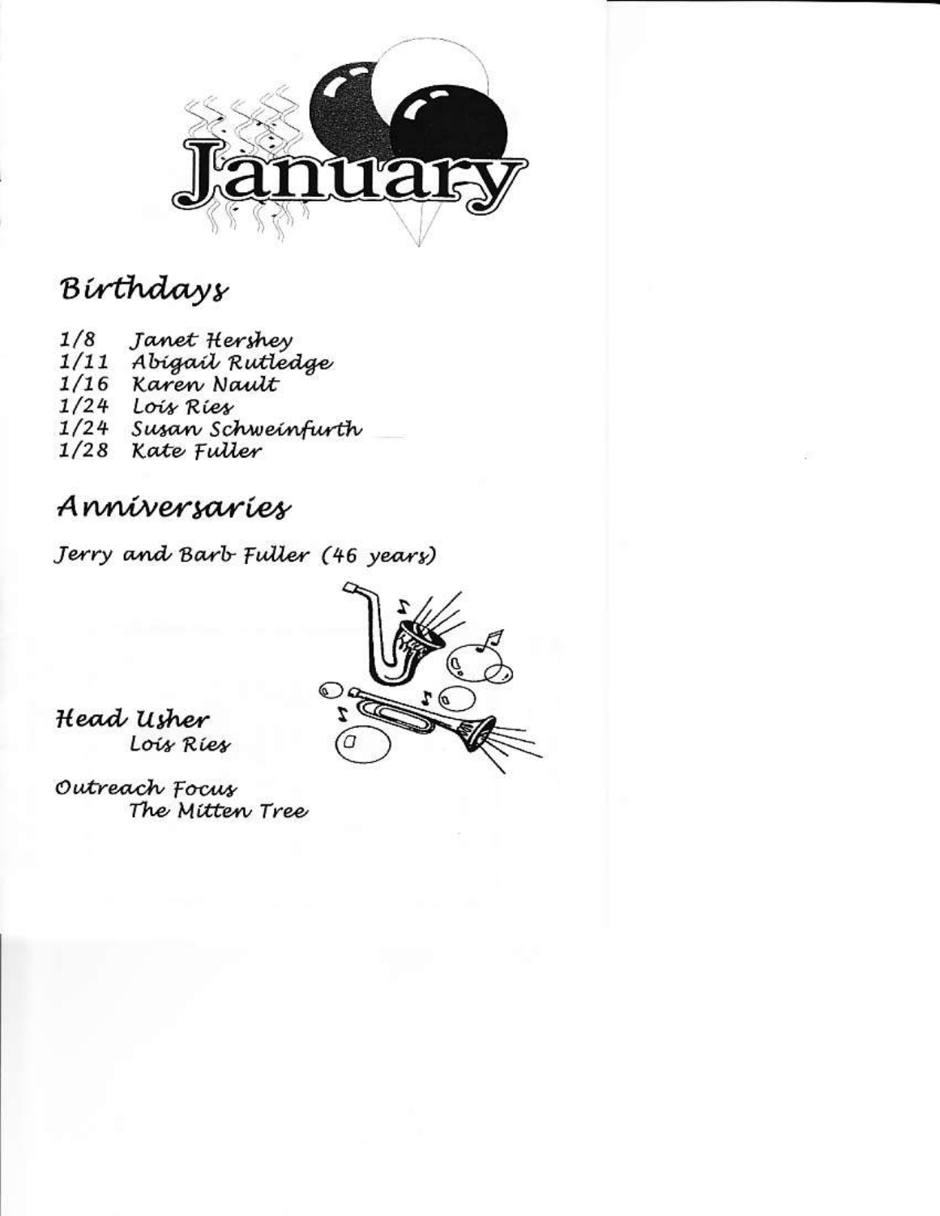# January

## Birthdays

1/8 Janet Hershey
1/11 Abigail Rutledge
1/16 Karen Nault
1/24 Lois Ries
1/24 Susan Schweinfurth
1/28 Kate Fuller

## Anniversaries

Jerry and Barb Fuller (46 years)

**Head Usher**
Lois Ries

**Outreach Focus**
The Mitten Tree